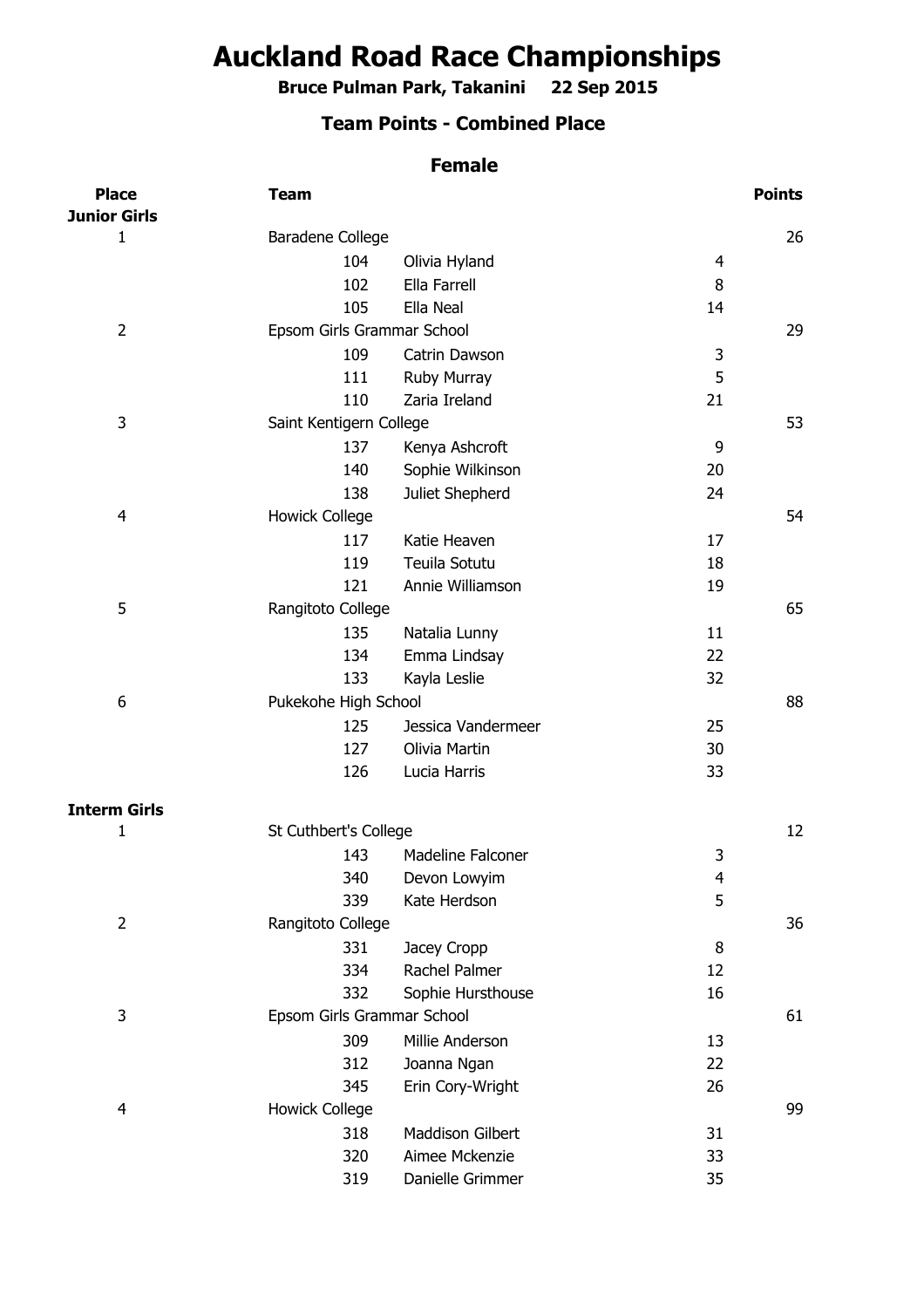# Auckland Road Race Championships

**Bruce Pulman Park, Takanini 22 Sep 2015**

## Team Points - Combined Place

### Female

| Place | Team | | | Points |
|---|---|---|---|---|
| **Junior Girls** | | | | |
| 1 | Baradene College | | | 26 |
| | 104 | Olivia Hyland | 4 | |
| | 102 | Ella Farrell | 8 | |
| | 105 | Ella Neal | 14 | |
| 2 | Epsom Girls Grammar School | | | 29 |
| | 109 | Catrin Dawson | 3 | |
| | 111 | Ruby Murray | 5 | |
| | 110 | Zaria Ireland | 21 | |
| 3 | Saint Kentigern College | | | 53 |
| | 137 | Kenya Ashcroft | 9 | |
| | 140 | Sophie Wilkinson | 20 | |
| | 138 | Juliet Shepherd | 24 | |
| 4 | Howick College | | | 54 |
| | 117 | Katie Heaven | 17 | |
| | 119 | Teuila Sotutu | 18 | |
| | 121 | Annie Williamson | 19 | |
| 5 | Rangitoto College | | | 65 |
| | 135 | Natalia Lunny | 11 | |
| | 134 | Emma Lindsay | 22 | |
| | 133 | Kayla Leslie | 32 | |
| 6 | Pukekohe High School | | | 88 |
| | 125 | Jessica Vandermeer | 25 | |
| | 127 | Olivia Martin | 30 | |
| | 126 | Lucia Harris | 33 | |
| **Interm Girls** | | | | |
| 1 | St Cuthbert's College | | | 12 |
| | 143 | Madeline Falconer | 3 | |
| | 340 | Devon Lowyim | 4 | |
| | 339 | Kate Herdson | 5 | |
| 2 | Rangitoto College | | | 36 |
| | 331 | Jacey Cropp | 8 | |
| | 334 | Rachel Palmer | 12 | |
| | 332 | Sophie Hursthouse | 16 | |
| 3 | Epsom Girls Grammar School | | | 61 |
| | 309 | Millie Anderson | 13 | |
| | 312 | Joanna Ngan | 22 | |
| | 345 | Erin Cory-Wright | 26 | |
| 4 | Howick College | | | 99 |
| | 318 | Maddison Gilbert | 31 | |
| | 320 | Aimee Mckenzie | 33 | |
| | 319 | Danielle Grimmer | 35 | |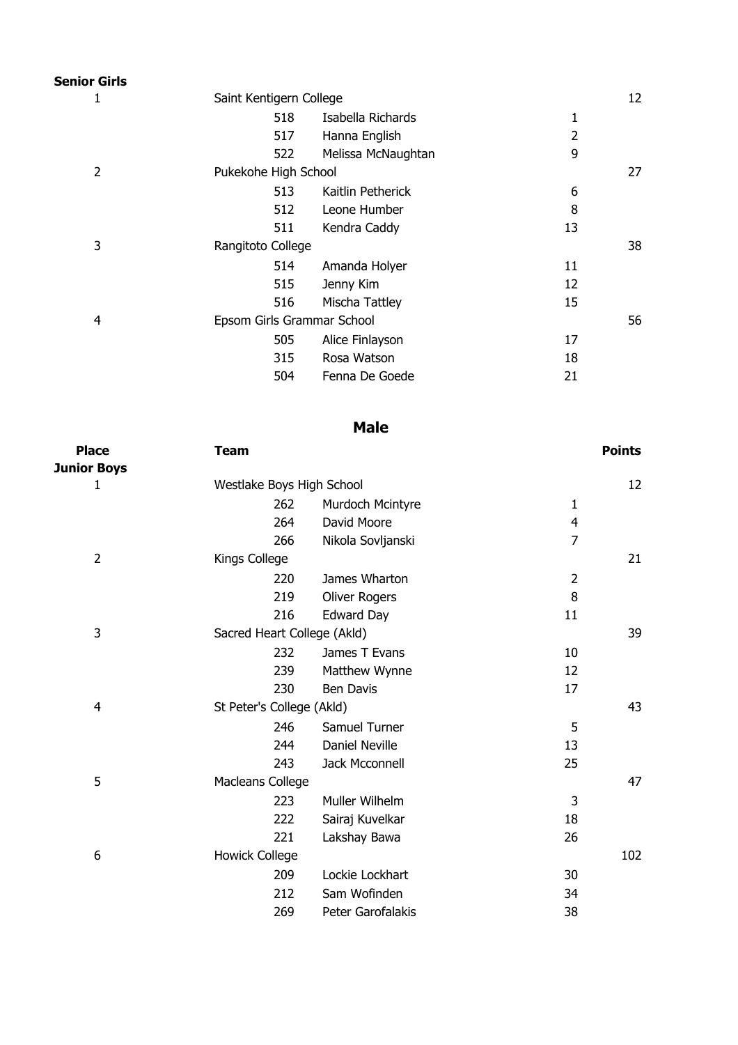**Senior Girls**

| Place | Team | | | Points |
|---|---|---|---|---|
| 1 | Saint Kentigern College | | | 12 |
| | 518 | Isabella Richards | 1 | |
| | 517 | Hanna English | 2 | |
| | 522 | Melissa McNaughtan | 9 | |
| 2 | Pukekohe High School | | | 27 |
| | 513 | Kaitlin Petherick | 6 | |
| | 512 | Leone Humber | 8 | |
| | 511 | Kendra Caddy | 13 | |
| 3 | Rangitoto College | | | 38 |
| | 514 | Amanda Holyer | 11 | |
| | 515 | Jenny Kim | 12 | |
| | 516 | Mischa Tattley | 15 | |
| 4 | Epsom Girls Grammar School | | | 56 |
| | 505 | Alice Finlayson | 17 | |
| | 315 | Rosa Watson | 18 | |
| | 504 | Fenna De Goede | 21 | |

## Male

| Place | Team | | | Points |
|---|---|---|---|---|
| **Junior Boys** | | | | |
| 1 | Westlake Boys High School | | | 12 |
| | 262 | Murdoch Mcintyre | 1 | |
| | 264 | David Moore | 4 | |
| | 266 | Nikola Sovljanski | 7 | |
| 2 | Kings College | | | 21 |
| | 220 | James Wharton | 2 | |
| | 219 | Oliver Rogers | 8 | |
| | 216 | Edward Day | 11 | |
| 3 | Sacred Heart College (Akld) | | | 39 |
| | 232 | James T Evans | 10 | |
| | 239 | Matthew Wynne | 12 | |
| | 230 | Ben Davis | 17 | |
| 4 | St Peter's College (Akld) | | | 43 |
| | 246 | Samuel Turner | 5 | |
| | 244 | Daniel Neville | 13 | |
| | 243 | Jack Mcconnell | 25 | |
| 5 | Macleans College | | | 47 |
| | 223 | Muller Wilhelm | 3 | |
| | 222 | Sairaj Kuvelkar | 18 | |
| | 221 | Lakshay Bawa | 26 | |
| 6 | Howick College | | | 102 |
| | 209 | Lockie Lockhart | 30 | |
| | 212 | Sam Wofinden | 34 | |
| | 269 | Peter Garofalakis | 38 | |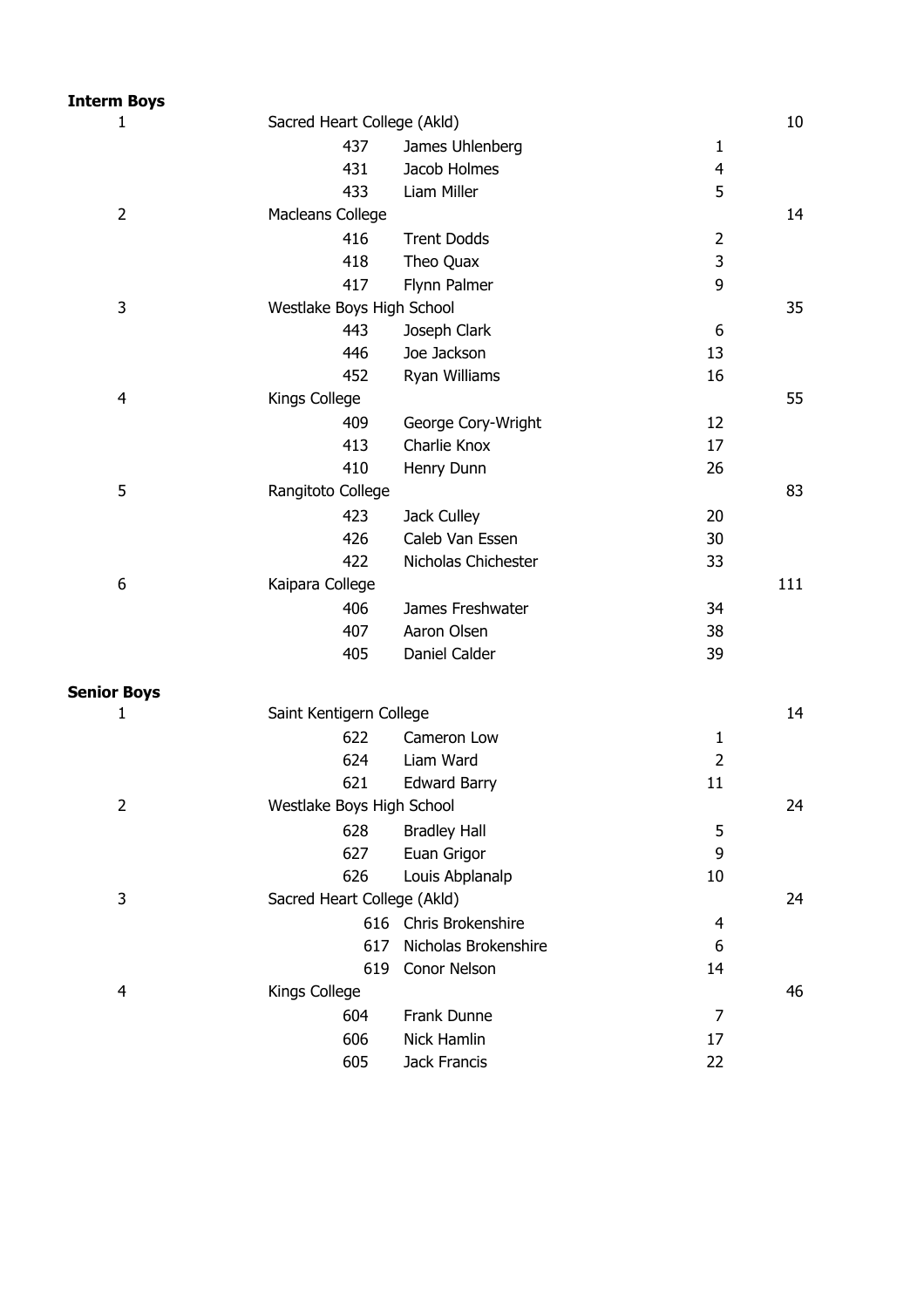**Interm Boys**

| | | | | |
|---|---|---|---|---|
| 1 | Sacred Heart College (Akld) | | | 10 |
| | 437 | James Uhlenberg | 1 | |
| | 431 | Jacob Holmes | 4 | |
| | 433 | Liam Miller | 5 | |
| 2 | Macleans College | | | 14 |
| | 416 | Trent Dodds | 2 | |
| | 418 | Theo Quax | 3 | |
| | 417 | Flynn Palmer | 9 | |
| 3 | Westlake Boys High School | | | 35 |
| | 443 | Joseph Clark | 6 | |
| | 446 | Joe Jackson | 13 | |
| | 452 | Ryan Williams | 16 | |
| 4 | Kings College | | | 55 |
| | 409 | George Cory-Wright | 12 | |
| | 413 | Charlie Knox | 17 | |
| | 410 | Henry Dunn | 26 | |
| 5 | Rangitoto College | | | 83 |
| | 423 | Jack Culley | 20 | |
| | 426 | Caleb Van Essen | 30 | |
| | 422 | Nicholas Chichester | 33 | |
| 6 | Kaipara College | | | 111 |
| | 406 | James Freshwater | 34 | |
| | 407 | Aaron Olsen | 38 | |
| | 405 | Daniel Calder | 39 | |

**Senior Boys**

| | | | | |
|---|---|---|---|---|
| 1 | Saint Kentigern College | | | 14 |
| | 622 | Cameron Low | 1 | |
| | 624 | Liam Ward | 2 | |
| | 621 | Edward Barry | 11 | |
| 2 | Westlake Boys High School | | | 24 |
| | 628 | Bradley Hall | 5 | |
| | 627 | Euan Grigor | 9 | |
| | 626 | Louis Abplanalp | 10 | |
| 3 | Sacred Heart College (Akld) | | | 24 |
| | 616 | Chris Brokenshire | 4 | |
| | 617 | Nicholas Brokenshire | 6 | |
| | 619 | Conor Nelson | 14 | |
| 4 | Kings College | | | 46 |
| | 604 | Frank Dunne | 7 | |
| | 606 | Nick Hamlin | 17 | |
| | 605 | Jack Francis | 22 | |